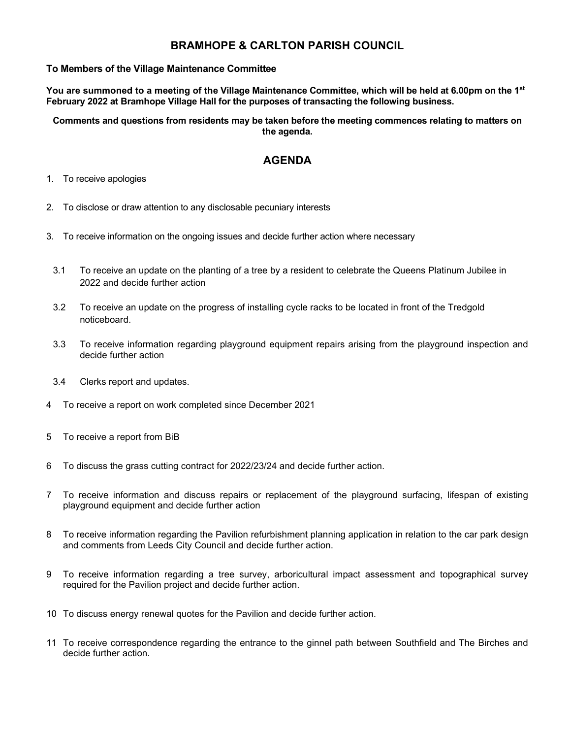# BRAMHOPE & CARLTON PARISH COUNCIL

**To Members of the Village Maintenance Committee**

**You are summoned to a meeting of the Village Maintenance Committee, which will be held at 6.00pm on the 1st February 2022 at Bramhope Village Hall for the purposes of transacting the following business.**

**Comments and questions from residents may be taken before the meeting commences relating to matters on the agenda.**

## AGENDA

1. To receive apologies

2. To disclose or draw attention to any disclosable pecuniary interests

3. To receive information on the ongoing issues and decide further action where necessary

   3.1 To receive an update on the planting of a tree by a resident to celebrate the Queens Platinum Jubilee in 2022 and decide further action

   3.2 To receive an update on the progress of installing cycle racks to be located in front of the Tredgold noticeboard.

   3.3 To receive information regarding playground equipment repairs arising from the playground inspection and decide further action

   3.4 Clerks report and updates.

4 To receive a report on work completed since December 2021

5 To receive a report from BiB

6 To discuss the grass cutting contract for 2022/23/24 and decide further action.

7 To receive information and discuss repairs or replacement of the playground surfacing, lifespan of existing playground equipment and decide further action

8 To receive information regarding the Pavilion refurbishment planning application in relation to the car park design and comments from Leeds City Council and decide further action.

9 To receive information regarding a tree survey, arboricultural impact assessment and topographical survey required for the Pavilion project and decide further action.

10 To discuss energy renewal quotes for the Pavilion and decide further action.

11 To receive correspondence regarding the entrance to the ginnel path between Southfield and The Birches and decide further action.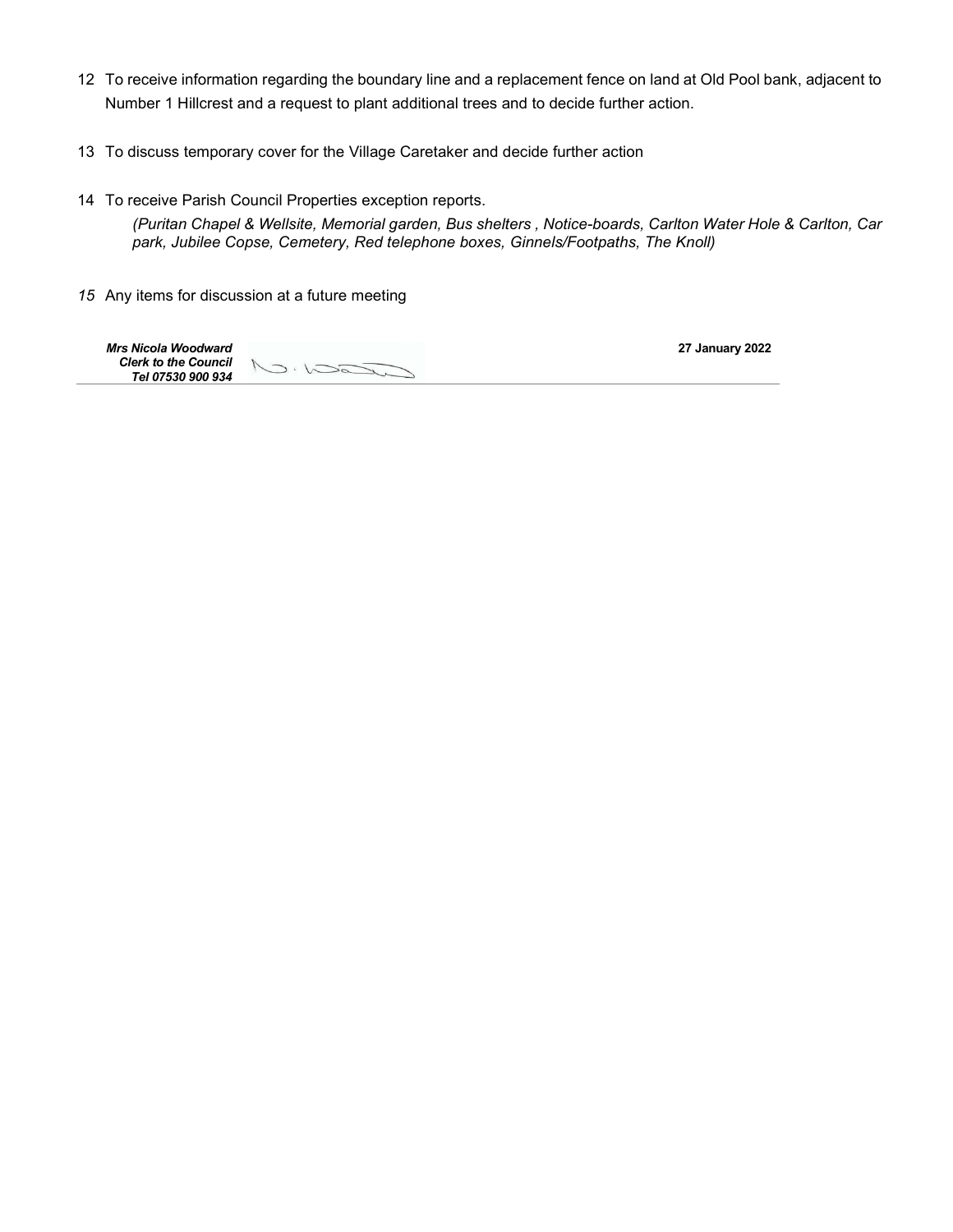12 To receive information regarding the boundary line and a replacement fence on land at Old Pool bank, adjacent to Number 1 Hillcrest and a request to plant additional trees and to decide further action.

13 To discuss temporary cover for the Village Caretaker and decide further action

14 To receive Parish Council Properties exception reports.

*(Puritan Chapel & Wellsite, Memorial garden, Bus shelters , Notice-boards, Carlton Water Hole & Carlton, Car park, Jubilee Copse, Cemetery, Red telephone boxes, Ginnels/Footpaths, The Knoll)*

*15* Any items for discussion at a future meeting

***Mrs Nicola Woodward***
***Clerk to the Council***
***Tel 07530 900 934***

**27 January 2022**